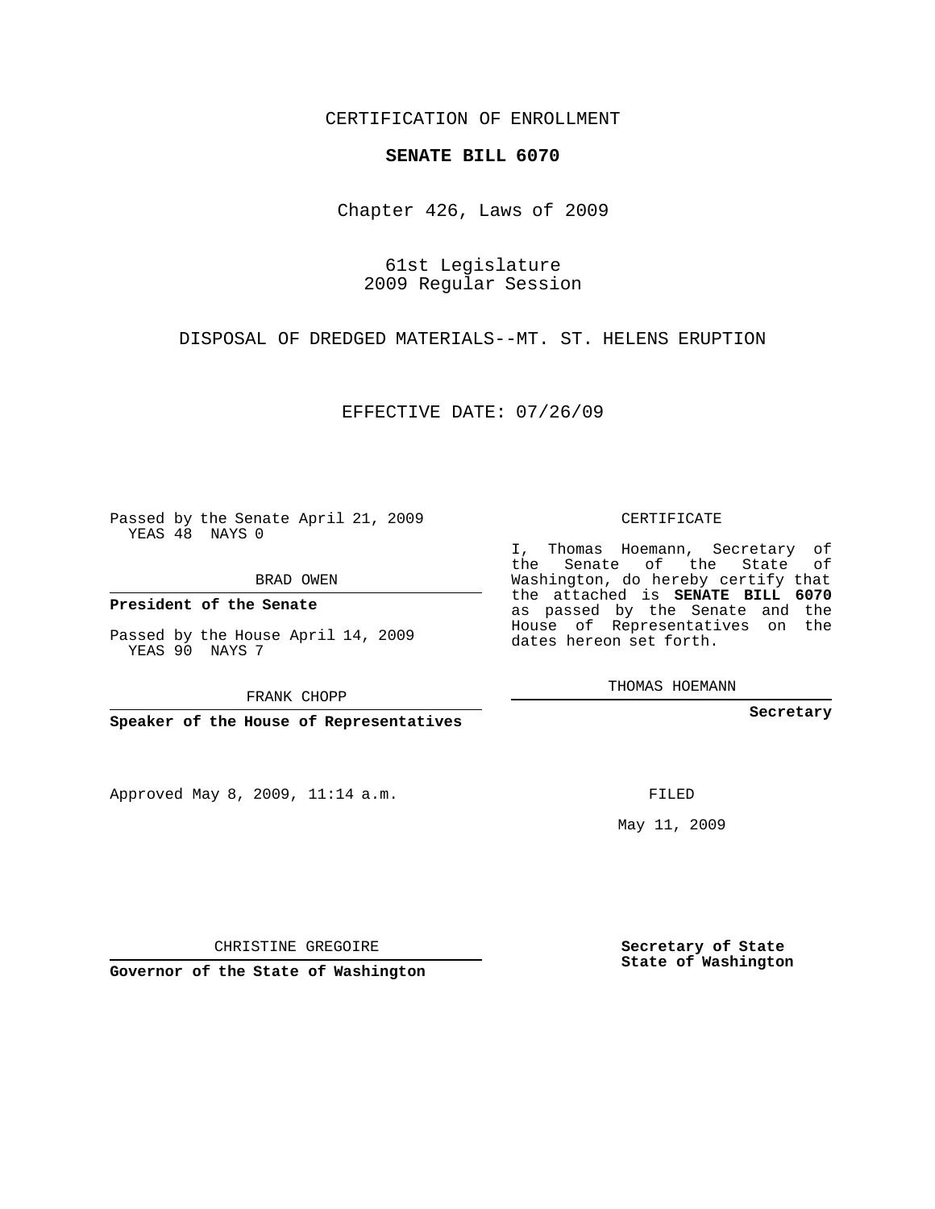CERTIFICATION OF ENROLLMENT

**SENATE BILL 6070**

Chapter 426, Laws of 2009

61st Legislature
2009 Regular Session

DISPOSAL OF DREDGED MATERIALS--MT. ST. HELENS ERUPTION

EFFECTIVE DATE: 07/26/09

Passed by the Senate April 21, 2009
YEAS 48 NAYS 0

BRAD OWEN

**President of the Senate**

Passed by the House April 14, 2009
YEAS 90 NAYS 7

FRANK CHOPP

**Speaker of the House of Representatives**

Approved May 8, 2009, 11:14 a.m.

CHRISTINE GREGOIRE

**Governor of the State of Washington**

CERTIFICATE

I, Thomas Hoemann, Secretary of the Senate of the State of Washington, do hereby certify that the attached is **SENATE BILL 6070** as passed by the Senate and the House of Representatives on the dates hereon set forth.

THOMAS HOEMANN

**Secretary**

FILED

May 11, 2009

**Secretary of State**
**State of Washington**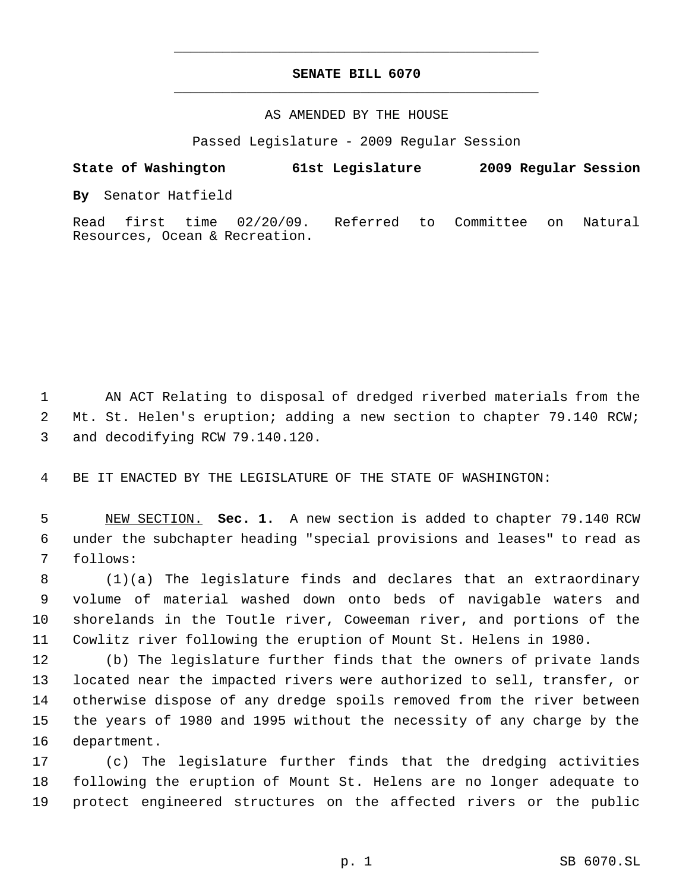**SENATE BILL 6070**

AS AMENDED BY THE HOUSE

Passed Legislature - 2009 Regular Session

**State of Washington 61st Legislature 2009 Regular Session**

**By** Senator Hatfield

Read first time 02/20/09. Referred to Committee on Natural Resources, Ocean & Recreation.

1 AN ACT Relating to disposal of dredged riverbed materials from the
2 Mt. St. Helen's eruption; adding a new section to chapter 79.140 RCW;
3 and decodifying RCW 79.140.120.

4 BE IT ENACTED BY THE LEGISLATURE OF THE STATE OF WASHINGTON:

5 NEW SECTION. **Sec. 1.** A new section is added to chapter 79.140 RCW
6 under the subchapter heading "special provisions and leases" to read as
7 follows:

8 (1)(a) The legislature finds and declares that an extraordinary
9 volume of material washed down onto beds of navigable waters and
10 shorelands in the Toutle river, Coweeman river, and portions of the
11 Cowlitz river following the eruption of Mount St. Helens in 1980.

12 (b) The legislature further finds that the owners of private lands
13 located near the impacted rivers were authorized to sell, transfer, or
14 otherwise dispose of any dredge spoils removed from the river between
15 the years of 1980 and 1995 without the necessity of any charge by the
16 department.

17 (c) The legislature further finds that the dredging activities
18 following the eruption of Mount St. Helens are no longer adequate to
19 protect engineered structures on the affected rivers or the public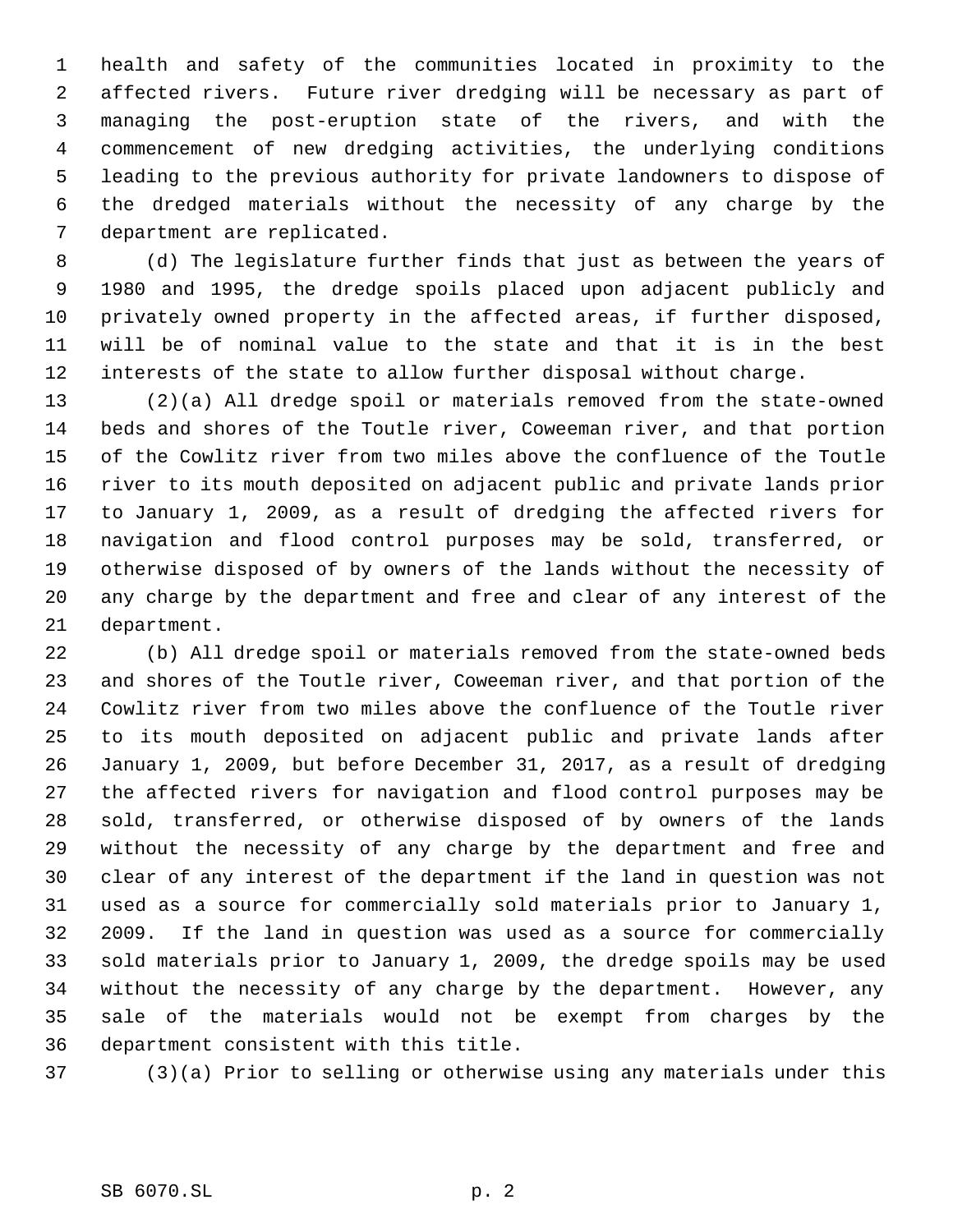health and safety of the communities located in proximity to the affected rivers. Future river dredging will be necessary as part of managing the post-eruption state of the rivers, and with the commencement of new dredging activities, the underlying conditions leading to the previous authority for private landowners to dispose of the dredged materials without the necessity of any charge by the department are replicated.

(d) The legislature further finds that just as between the years of 1980 and 1995, the dredge spoils placed upon adjacent publicly and privately owned property in the affected areas, if further disposed, will be of nominal value to the state and that it is in the best interests of the state to allow further disposal without charge.

(2)(a) All dredge spoil or materials removed from the state-owned beds and shores of the Toutle river, Coweeman river, and that portion of the Cowlitz river from two miles above the confluence of the Toutle river to its mouth deposited on adjacent public and private lands prior to January 1, 2009, as a result of dredging the affected rivers for navigation and flood control purposes may be sold, transferred, or otherwise disposed of by owners of the lands without the necessity of any charge by the department and free and clear of any interest of the department.

(b) All dredge spoil or materials removed from the state-owned beds and shores of the Toutle river, Coweeman river, and that portion of the Cowlitz river from two miles above the confluence of the Toutle river to its mouth deposited on adjacent public and private lands after January 1, 2009, but before December 31, 2017, as a result of dredging the affected rivers for navigation and flood control purposes may be sold, transferred, or otherwise disposed of by owners of the lands without the necessity of any charge by the department and free and clear of any interest of the department if the land in question was not used as a source for commercially sold materials prior to January 1, 2009. If the land in question was used as a source for commercially sold materials prior to January 1, 2009, the dredge spoils may be used without the necessity of any charge by the department. However, any sale of the materials would not be exempt from charges by the department consistent with this title.

(3)(a) Prior to selling or otherwise using any materials under this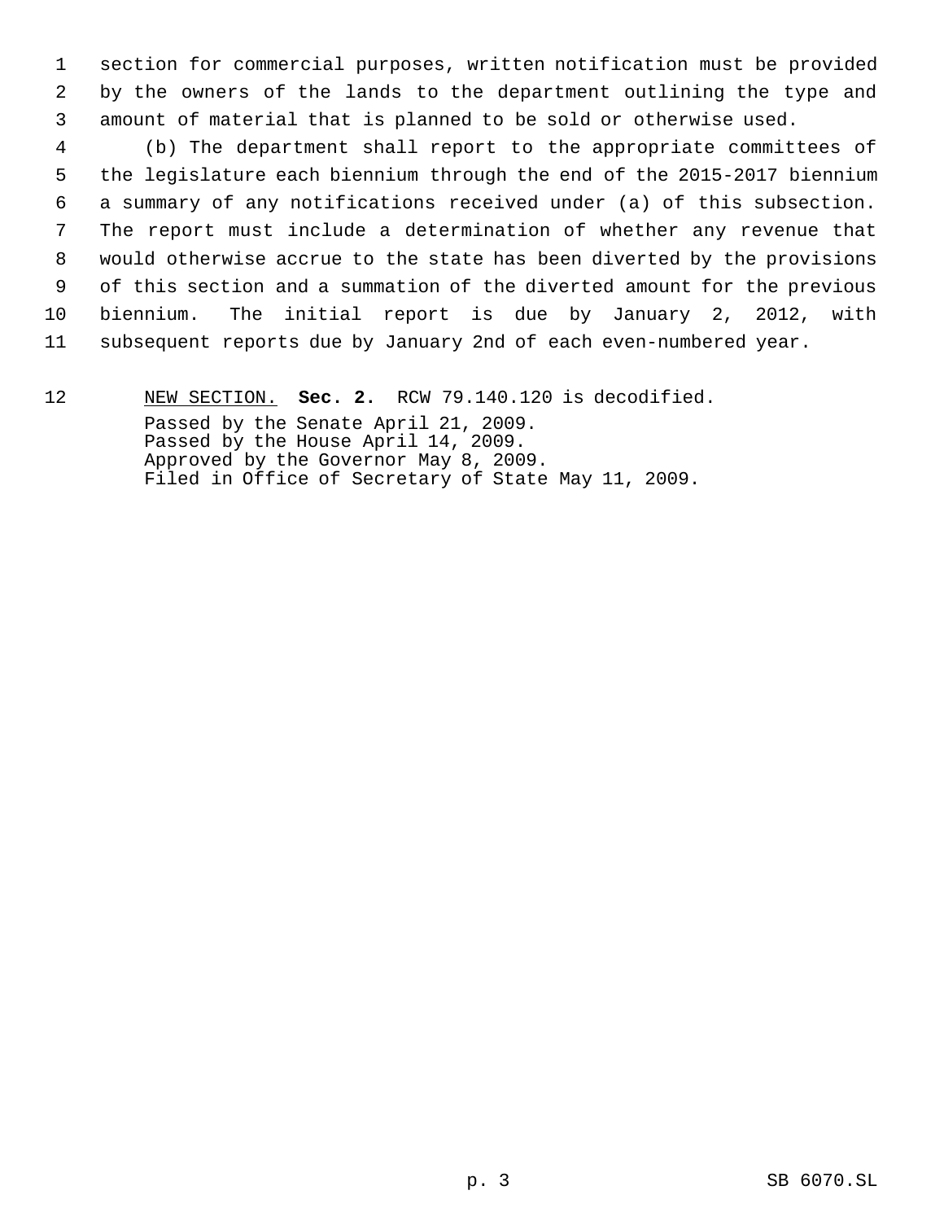section for commercial purposes, written notification must be provided by the owners of the lands to the department outlining the type and amount of material that is planned to be sold or otherwise used.

(b) The department shall report to the appropriate committees of the legislature each biennium through the end of the 2015-2017 biennium a summary of any notifications received under (a) of this subsection. The report must include a determination of whether any revenue that would otherwise accrue to the state has been diverted by the provisions of this section and a summation of the diverted amount for the previous biennium. The initial report is due by January 2, 2012, with subsequent reports due by January 2nd of each even-numbered year.

NEW SECTION. **Sec. 2.** RCW 79.140.120 is decodified.

Passed by the Senate April 21, 2009.
Passed by the House April 14, 2009.
Approved by the Governor May 8, 2009.
Filed in Office of Secretary of State May 11, 2009.